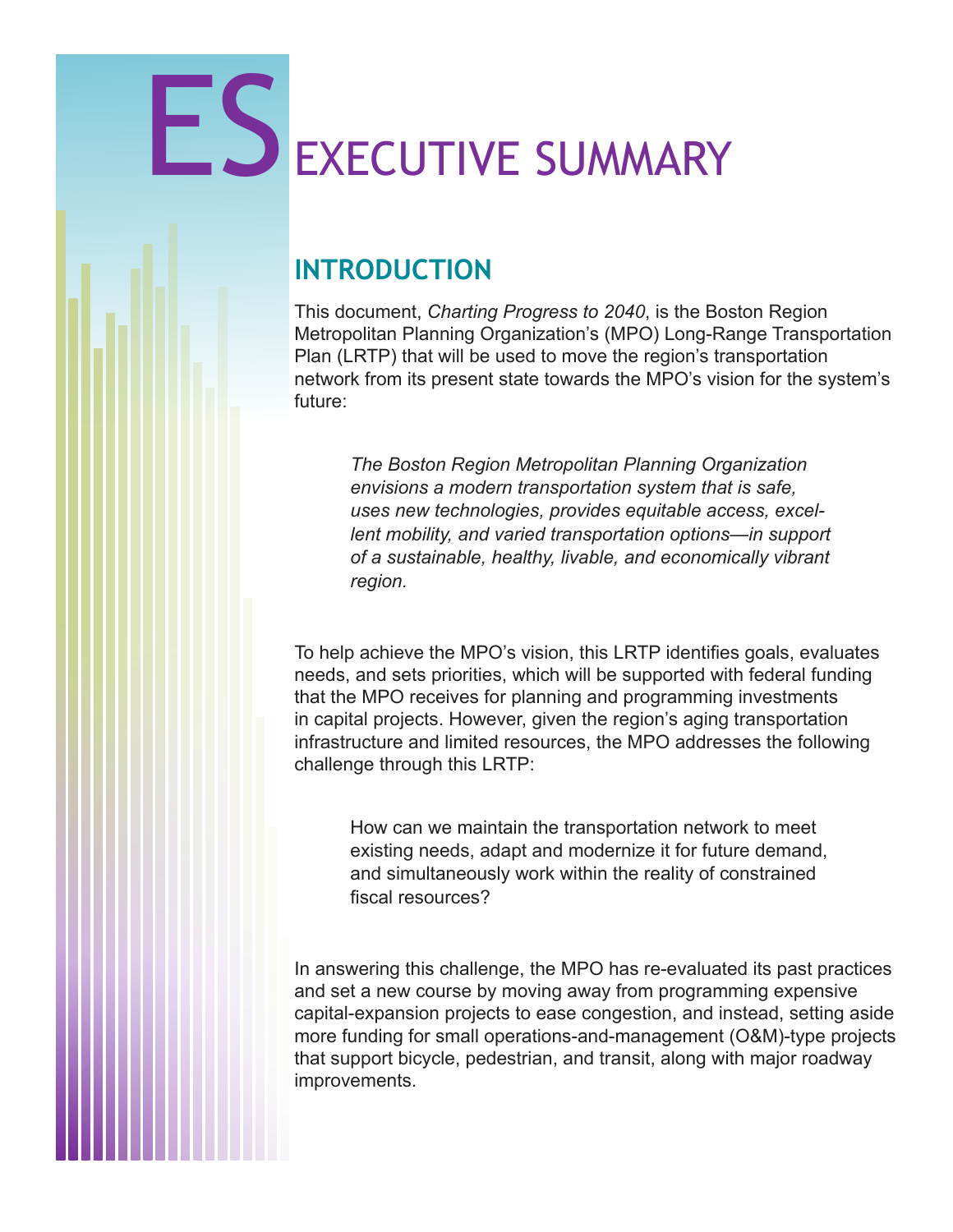# ES EXECUTIVE SUMMARY

## INTRODUCTION

This document, *Charting Progress to 2040*, is the Boston Region Metropolitan Planning Organization's (MPO) Long-Range Transportation Plan (LRTP) that will be used to move the region's transportation network from its present state towards the MPO's vision for the system's future:

> *The Boston Region Metropolitan Planning Organization envisions a modern transportation system that is safe, uses new technologies, provides equitable access, excellent mobility, and varied transportation options—in support of a sustainable, healthy, livable, and economically vibrant region.*

To help achieve the MPO's vision, this LRTP identifies goals, evaluates needs, and sets priorities, which will be supported with federal funding that the MPO receives for planning and programming investments in capital projects. However, given the region's aging transportation infrastructure and limited resources, the MPO addresses the following challenge through this LRTP:

> How can we maintain the transportation network to meet existing needs, adapt and modernize it for future demand, and simultaneously work within the reality of constrained fiscal resources?

In answering this challenge, the MPO has re-evaluated its past practices and set a new course by moving away from programming expensive capital-expansion projects to ease congestion, and instead, setting aside more funding for small operations-and-management (O&M)-type projects that support bicycle, pedestrian, and transit, along with major roadway improvements.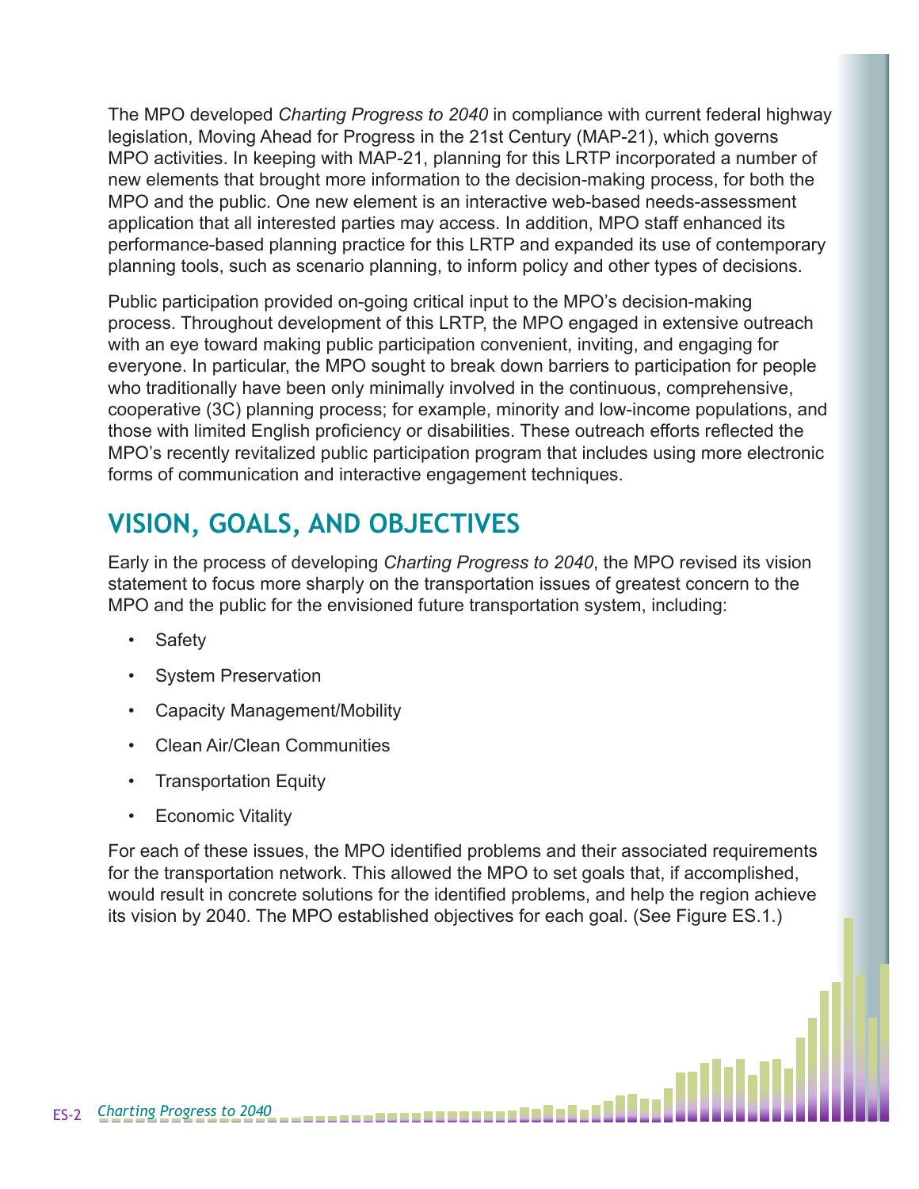The MPO developed *Charting Progress to 2040* in compliance with current federal highway legislation, Moving Ahead for Progress in the 21st Century (MAP-21), which governs MPO activities. In keeping with MAP-21, planning for this LRTP incorporated a number of new elements that brought more information to the decision-making process, for both the MPO and the public. One new element is an interactive web-based needs-assessment application that all interested parties may access. In addition, MPO staff enhanced its performance-based planning practice for this LRTP and expanded its use of contemporary planning tools, such as scenario planning, to inform policy and other types of decisions.

Public participation provided on-going critical input to the MPO's decision-making process. Throughout development of this LRTP, the MPO engaged in extensive outreach with an eye toward making public participation convenient, inviting, and engaging for everyone. In particular, the MPO sought to break down barriers to participation for people who traditionally have been only minimally involved in the continuous, comprehensive, cooperative (3C) planning process; for example, minority and low-income populations, and those with limited English proficiency or disabilities. These outreach efforts reflected the MPO's recently revitalized public participation program that includes using more electronic forms of communication and interactive engagement techniques.

## VISION, GOALS, AND OBJECTIVES

Early in the process of developing *Charting Progress to 2040*, the MPO revised its vision statement to focus more sharply on the transportation issues of greatest concern to the MPO and the public for the envisioned future transportation system, including:

- Safety
- System Preservation
- Capacity Management/Mobility
- Clean Air/Clean Communities
- Transportation Equity
- Economic Vitality

For each of these issues, the MPO identified problems and their associated requirements for the transportation network. This allowed the MPO to set goals that, if accomplished, would result in concrete solutions for the identified problems, and help the region achieve its vision by 2040. The MPO established objectives for each goal. (See Figure ES.1.)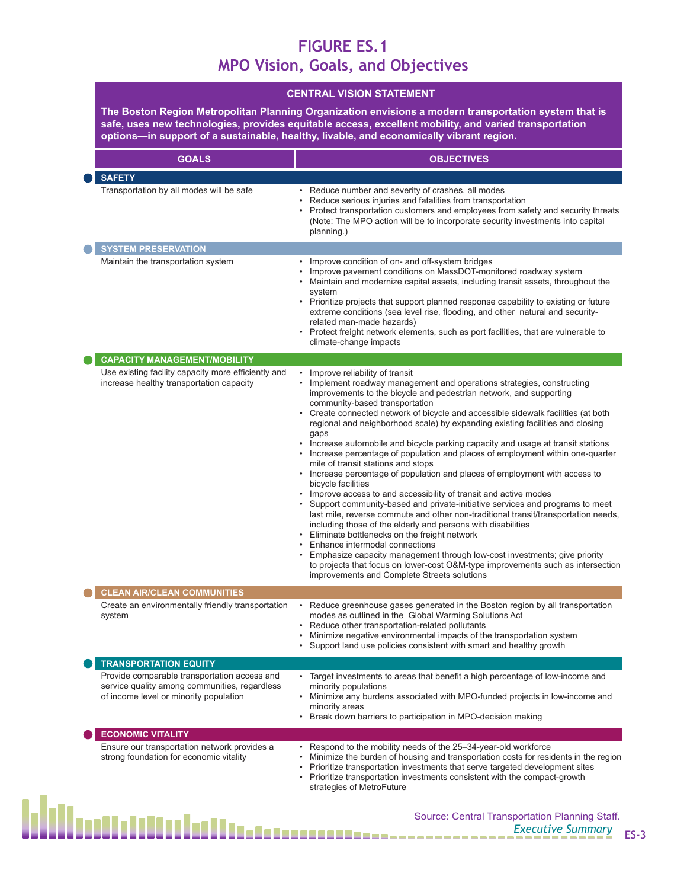# FIGURE ES.1
## MPO Vision, Goals, and Objectives

**CENTRAL VISION STATEMENT**

**The Boston Region Metropolitan Planning Organization envisions a modern transportation system that is safe, uses new technologies, provides equitable access, excellent mobility, and varied transportation options—in support of a sustainable, healthy, livable, and economically vibrant region.**

| GOALS | OBJECTIVES |
|---|---|
| **SAFETY** | |
| Transportation by all modes will be safe | • Reduce number and severity of crashes, all modes<br>• Reduce serious injuries and fatalities from transportation<br>• Protect transportation customers and employees from safety and security threats (Note: The MPO action will be to incorporate security investments into capital planning.) |
| **SYSTEM PRESERVATION** | |
| Maintain the transportation system | • Improve condition of on- and off-system bridges<br>• Improve pavement conditions on MassDOT-monitored roadway system<br>• Maintain and modernize capital assets, including transit assets, throughout the system<br>• Prioritize projects that support planned response capability to existing or future extreme conditions (sea level rise, flooding, and other natural and security-related man-made hazards)<br>• Protect freight network elements, such as port facilities, that are vulnerable to climate-change impacts |
| **CAPACITY MANAGEMENT/MOBILITY** | |
| Use existing facility capacity more efficiently and increase healthy transportation capacity | • Improve reliability of transit<br>• Implement roadway management and operations strategies, constructing improvements to the bicycle and pedestrian network, and supporting community-based transportation<br>• Create connected network of bicycle and accessible sidewalk facilities (at both regional and neighborhood scale) by expanding existing facilities and closing gaps<br>• Increase automobile and bicycle parking capacity and usage at transit stations<br>• Increase percentage of population and places of employment within one-quarter mile of transit stations and stops<br>• Increase percentage of population and places of employment with access to bicycle facilities<br>• Improve access to and accessibility of transit and active modes<br>• Support community-based and private-initiative services and programs to meet last mile, reverse commute and other non-traditional transit/transportation needs, including those of the elderly and persons with disabilities<br>• Eliminate bottlenecks on the freight network<br>• Enhance intermodal connections<br>• Emphasize capacity management through low-cost investments; give priority to projects that focus on lower-cost O&M-type improvements such as intersection improvements and Complete Streets solutions |
| **CLEAN AIR/CLEAN COMMUNITIES** | |
| Create an environmentally friendly transportation system | • Reduce greenhouse gases generated in the Boston region by all transportation modes as outlined in the Global Warming Solutions Act<br>• Reduce other transportation-related pollutants<br>• Minimize negative environmental impacts of the transportation system<br>• Support land use policies consistent with smart and healthy growth |
| **TRANSPORTATION EQUITY** | |
| Provide comparable transportation access and service quality among communities, regardless of income level or minority population | • Target investments to areas that benefit a high percentage of low-income and minority populations<br>• Minimize any burdens associated with MPO-funded projects in low-income and minority areas<br>• Break down barriers to participation in MPO-decision making |
| **ECONOMIC VITALITY** | |
| Ensure our transportation network provides a strong foundation for economic vitality | • Respond to the mobility needs of the 25–34-year-old workforce<br>• Minimize the burden of housing and transportation costs for residents in the region<br>• Prioritize transportation investments that serve targeted development sites<br>• Prioritize transportation investments consistent with the compact-growth strategies of MetroFuture |

Source: Central Transportation Planning Staff.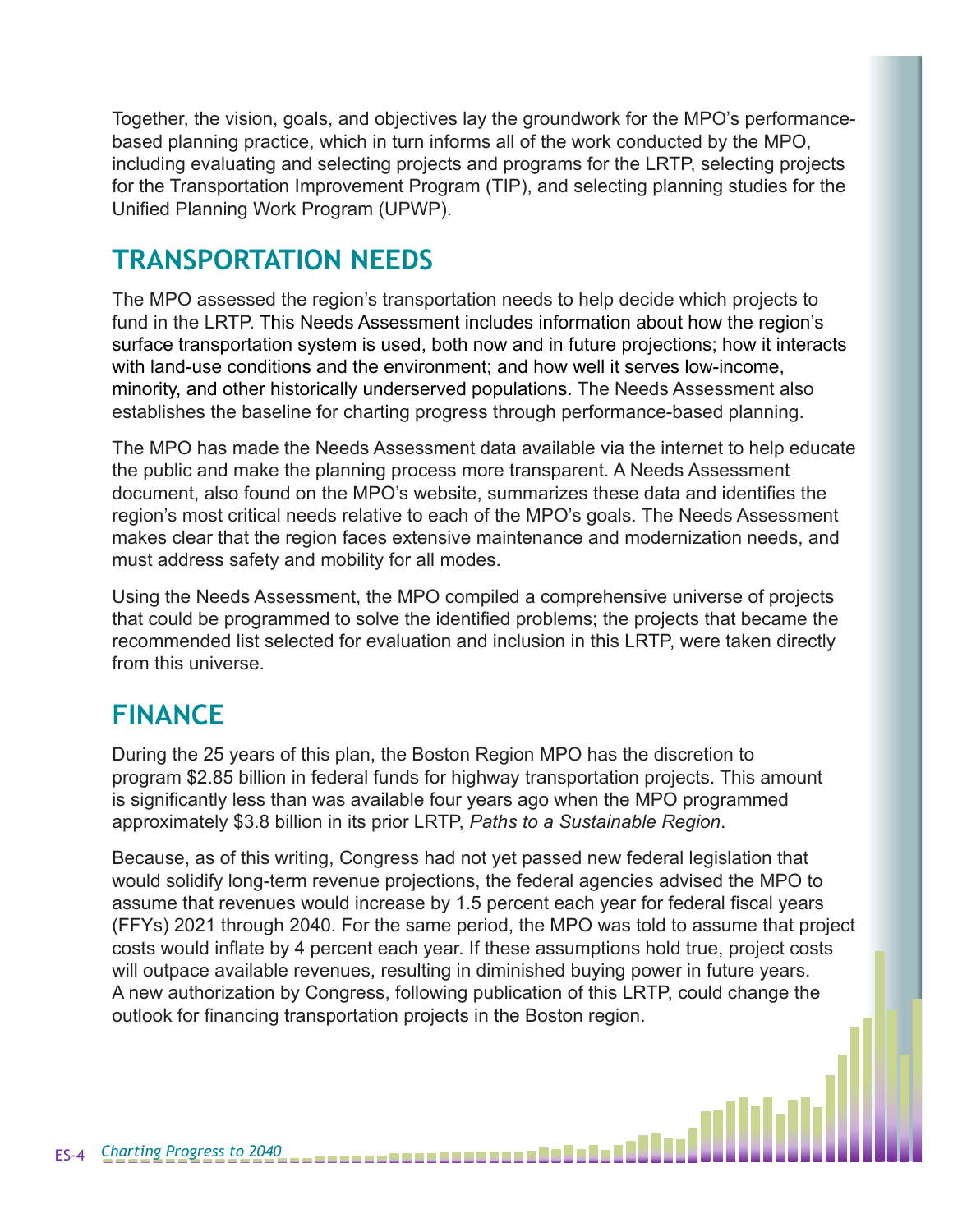Together, the vision, goals, and objectives lay the groundwork for the MPO's performance-based planning practice, which in turn informs all of the work conducted by the MPO, including evaluating and selecting projects and programs for the LRTP, selecting projects for the Transportation Improvement Program (TIP), and selecting planning studies for the Unified Planning Work Program (UPWP).

## TRANSPORTATION NEEDS

The MPO assessed the region's transportation needs to help decide which projects to fund in the LRTP. This Needs Assessment includes information about how the region's surface transportation system is used, both now and in future projections; how it interacts with land-use conditions and the environment; and how well it serves low-income, minority, and other historically underserved populations. The Needs Assessment also establishes the baseline for charting progress through performance-based planning.

The MPO has made the Needs Assessment data available via the internet to help educate the public and make the planning process more transparent. A Needs Assessment document, also found on the MPO's website, summarizes these data and identifies the region's most critical needs relative to each of the MPO's goals. The Needs Assessment makes clear that the region faces extensive maintenance and modernization needs, and must address safety and mobility for all modes.

Using the Needs Assessment, the MPO compiled a comprehensive universe of projects that could be programmed to solve the identified problems; the projects that became the recommended list selected for evaluation and inclusion in this LRTP, were taken directly from this universe.

## FINANCE

During the 25 years of this plan, the Boston Region MPO has the discretion to program $2.85 billion in federal funds for highway transportation projects. This amount is significantly less than was available four years ago when the MPO programmed approximately $3.8 billion in its prior LRTP, *Paths to a Sustainable Region*.

Because, as of this writing, Congress had not yet passed new federal legislation that would solidify long-term revenue projections, the federal agencies advised the MPO to assume that revenues would increase by 1.5 percent each year for federal fiscal years (FFYs) 2021 through 2040. For the same period, the MPO was told to assume that project costs would inflate by 4 percent each year. If these assumptions hold true, project costs will outpace available revenues, resulting in diminished buying power in future years. A new authorization by Congress, following publication of this LRTP, could change the outlook for financing transportation projects in the Boston region.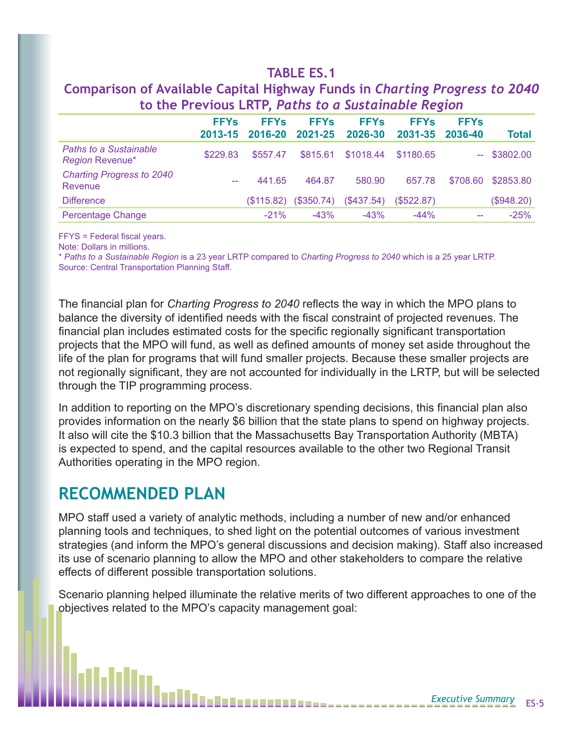**TABLE ES.1**

**Comparison of Available Capital Highway Funds in *Charting Progress to 2040* to the Previous LRTP, *Paths to a Sustainable Region***

| | FFYs 2013-15 | FFYs 2016-20 | FFYs 2021-25 | FFYs 2026-30 | FFYs 2031-35 | FFYs 2036-40 | Total |
|---|---|---|---|---|---|---|---|
| *Paths to a Sustainable Region* Revenue* | $229.83 | $557.47 | $815.61 | $1018.44 | $1180.65 | -- | $3802.00 |
| *Charting Progress to 2040* Revenue | -- | 441.65 | 464.87 | 580.90 | 657.78 | $708.60 | $2853.80 |
| Difference | | ($115.82) | ($350.74) | ($437.54) | ($522.87) | | ($948.20) |
| Percentage Change | | -21% | -43% | -43% | -44% | -- | -25% |

FFYS = Federal fiscal years.
Note: Dollars in millions.
* *Paths to a Sustainable Region* is a 23 year LRTP compared to *Charting Progress to 2040* which is a 25 year LRTP.
Source: Central Transportation Planning Staff.

The financial plan for *Charting Progress to 2040* reflects the way in which the MPO plans to balance the diversity of identified needs with the fiscal constraint of projected revenues. The financial plan includes estimated costs for the specific regionally significant transportation projects that the MPO will fund, as well as defined amounts of money set aside throughout the life of the plan for programs that will fund smaller projects. Because these smaller projects are not regionally significant, they are not accounted for individually in the LRTP, but will be selected through the TIP programming process.

In addition to reporting on the MPO's discretionary spending decisions, this financial plan also provides information on the nearly $6 billion that the state plans to spend on highway projects. It also will cite the $10.3 billion that the Massachusetts Bay Transportation Authority (MBTA) is expected to spend, and the capital resources available to the other two Regional Transit Authorities operating in the MPO region.

## RECOMMENDED PLAN

MPO staff used a variety of analytic methods, including a number of new and/or enhanced planning tools and techniques, to shed light on the potential outcomes of various investment strategies (and inform the MPO's general discussions and decision making). Staff also increased its use of scenario planning to allow the MPO and other stakeholders to compare the relative effects of different possible transportation solutions.

Scenario planning helped illuminate the relative merits of two different approaches to one of the objectives related to the MPO's capacity management goal: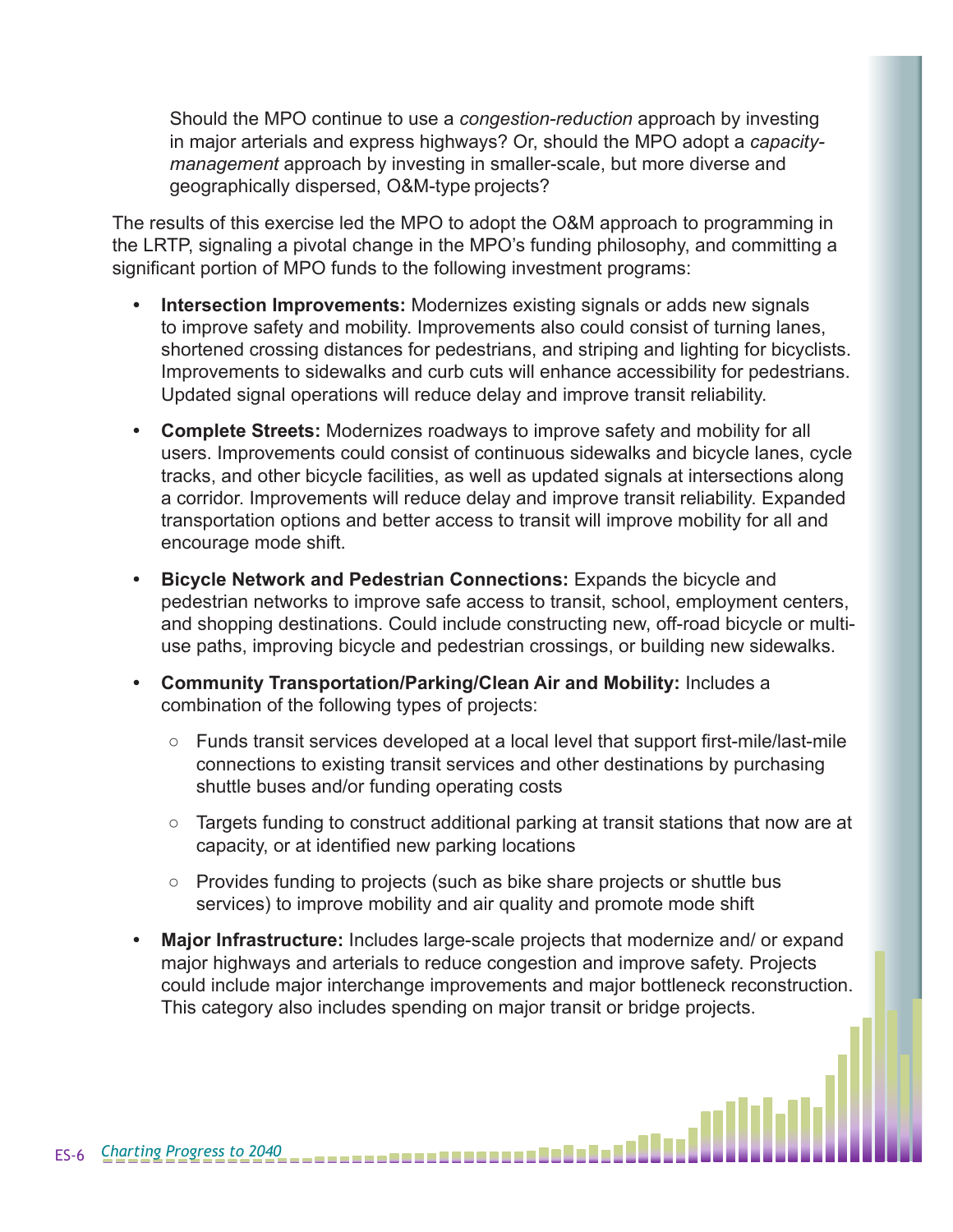Should the MPO continue to use a *congestion-reduction* approach by investing in major arterials and express highways? Or, should the MPO adopt a *capacity-management* approach by investing in smaller-scale, but more diverse and geographically dispersed, O&M-type projects?

The results of this exercise led the MPO to adopt the O&M approach to programming in the LRTP, signaling a pivotal change in the MPO's funding philosophy, and committing a significant portion of MPO funds to the following investment programs:

- **Intersection Improvements:** Modernizes existing signals or adds new signals to improve safety and mobility. Improvements also could consist of turning lanes, shortened crossing distances for pedestrians, and striping and lighting for bicyclists. Improvements to sidewalks and curb cuts will enhance accessibility for pedestrians. Updated signal operations will reduce delay and improve transit reliability.

- **Complete Streets:** Modernizes roadways to improve safety and mobility for all users. Improvements could consist of continuous sidewalks and bicycle lanes, cycle tracks, and other bicycle facilities, as well as updated signals at intersections along a corridor. Improvements will reduce delay and improve transit reliability. Expanded transportation options and better access to transit will improve mobility for all and encourage mode shift.

- **Bicycle Network and Pedestrian Connections:** Expands the bicycle and pedestrian networks to improve safe access to transit, school, employment centers, and shopping destinations. Could include constructing new, off-road bicycle or multi-use paths, improving bicycle and pedestrian crossings, or building new sidewalks.

- **Community Transportation/Parking/Clean Air and Mobility:** Includes a combination of the following types of projects:

  - Funds transit services developed at a local level that support first-mile/last-mile connections to existing transit services and other destinations by purchasing shuttle buses and/or funding operating costs

  - Targets funding to construct additional parking at transit stations that now are at capacity, or at identified new parking locations

  - Provides funding to projects (such as bike share projects or shuttle bus services) to improve mobility and air quality and promote mode shift

- **Major Infrastructure:** Includes large-scale projects that modernize and/ or expand major highways and arterials to reduce congestion and improve safety. Projects could include major interchange improvements and major bottleneck reconstruction. This category also includes spending on major transit or bridge projects.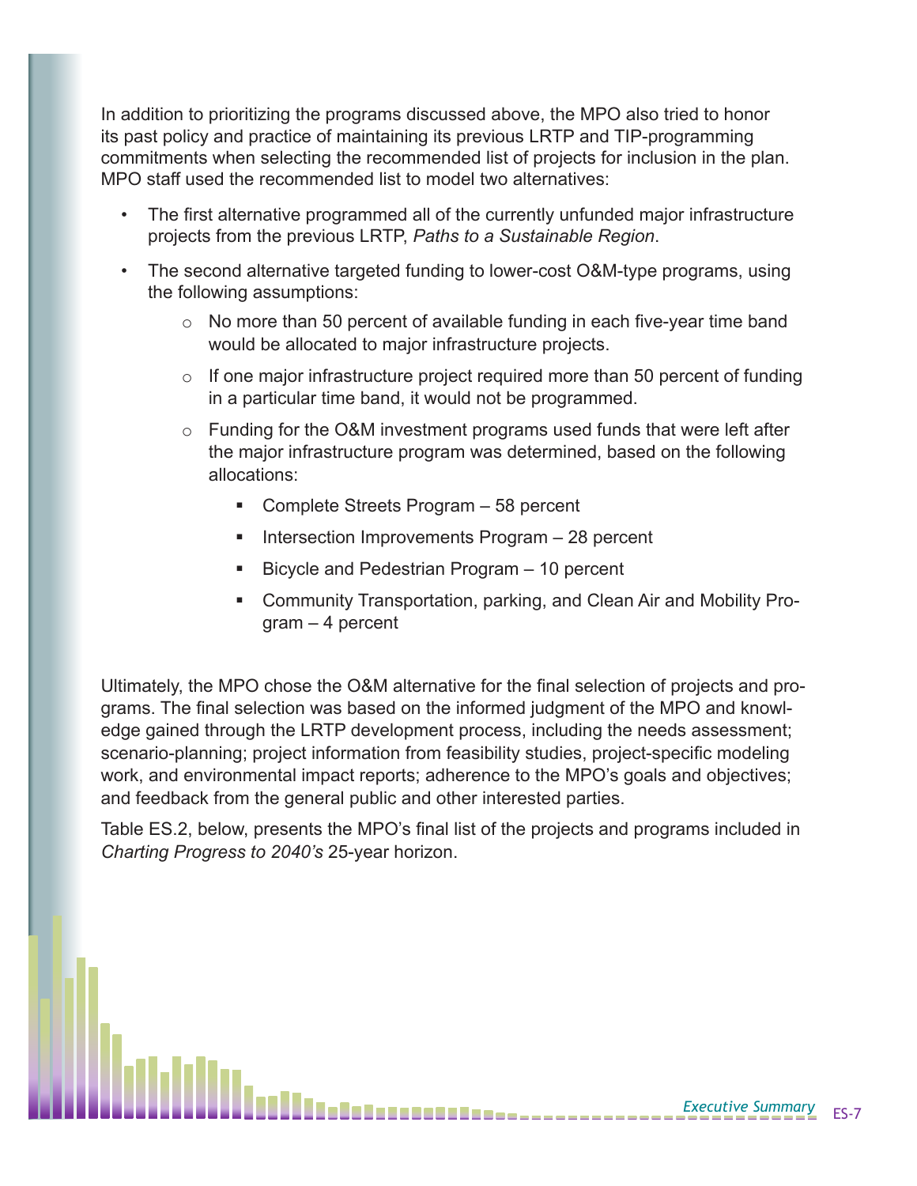In addition to prioritizing the programs discussed above, the MPO also tried to honor its past policy and practice of maintaining its previous LRTP and TIP-programming commitments when selecting the recommended list of projects for inclusion in the plan. MPO staff used the recommended list to model two alternatives:

- The first alternative programmed all of the currently unfunded major infrastructure projects from the previous LRTP, *Paths to a Sustainable Region*.
- The second alternative targeted funding to lower-cost O&M-type programs, using the following assumptions:
    - No more than 50 percent of available funding in each five-year time band would be allocated to major infrastructure projects.
    - If one major infrastructure project required more than 50 percent of funding in a particular time band, it would not be programmed.
    - Funding for the O&M investment programs used funds that were left after the major infrastructure program was determined, based on the following allocations:
        - Complete Streets Program – 58 percent
        - Intersection Improvements Program – 28 percent
        - Bicycle and Pedestrian Program – 10 percent
        - Community Transportation, parking, and Clean Air and Mobility Program – 4 percent

Ultimately, the MPO chose the O&M alternative for the final selection of projects and programs. The final selection was based on the informed judgment of the MPO and knowledge gained through the LRTP development process, including the needs assessment; scenario-planning; project information from feasibility studies, project-specific modeling work, and environmental impact reports; adherence to the MPO's goals and objectives; and feedback from the general public and other interested parties.

Table ES.2, below, presents the MPO's final list of the projects and programs included in *Charting Progress to 2040's* 25-year horizon.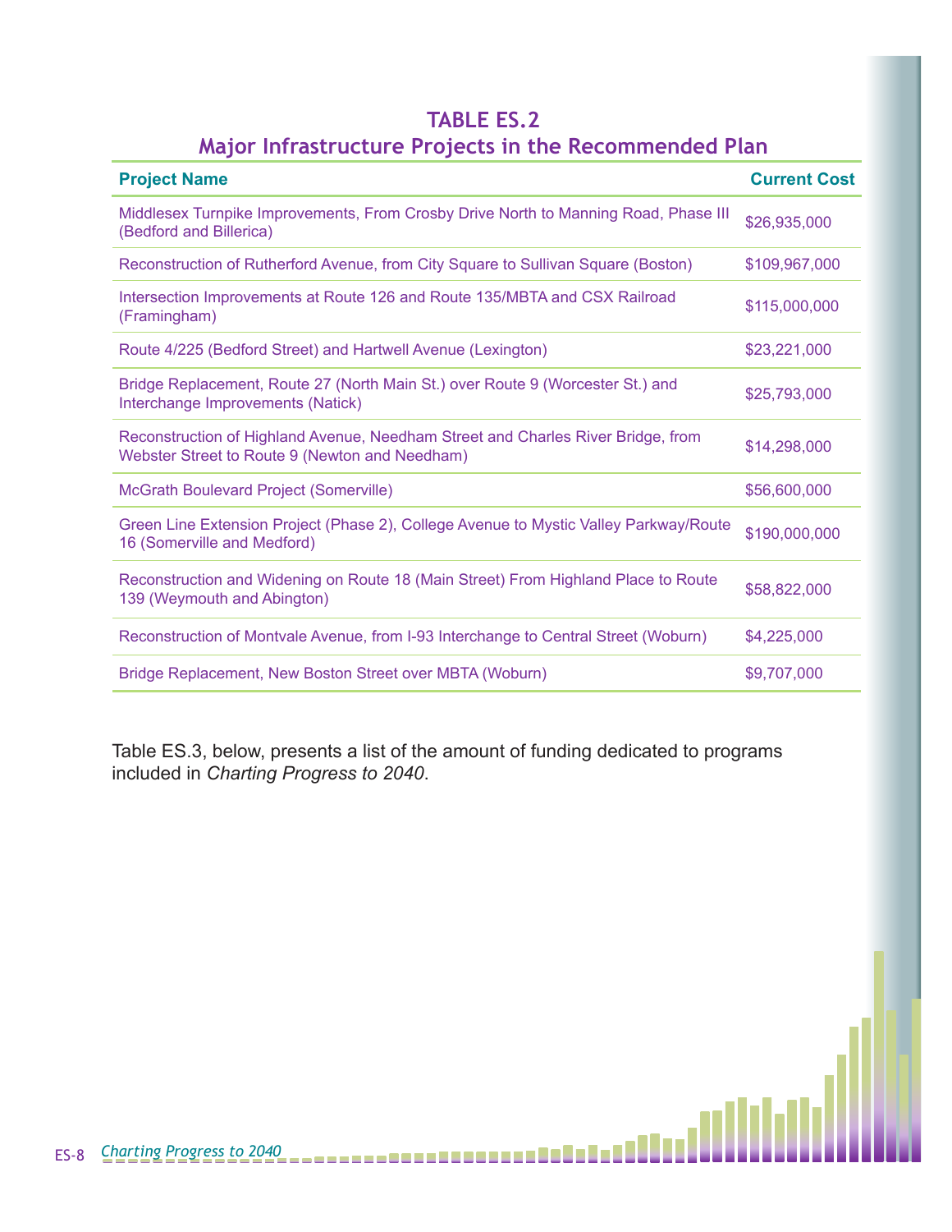## TABLE ES.2
## Major Infrastructure Projects in the Recommended Plan

| Project Name | Current Cost |
|---|---|
| Middlesex Turnpike Improvements, From Crosby Drive North to Manning Road, Phase III (Bedford and Billerica) | $26,935,000 |
| Reconstruction of Rutherford Avenue, from City Square to Sullivan Square (Boston) | $109,967,000 |
| Intersection Improvements at Route 126 and Route 135/MBTA and CSX Railroad (Framingham) | $115,000,000 |
| Route 4/225 (Bedford Street) and Hartwell Avenue (Lexington) | $23,221,000 |
| Bridge Replacement, Route 27 (North Main St.) over Route 9 (Worcester St.) and Interchange Improvements (Natick) | $25,793,000 |
| Reconstruction of Highland Avenue, Needham Street and Charles River Bridge, from Webster Street to Route 9 (Newton and Needham) | $14,298,000 |
| McGrath Boulevard Project (Somerville) | $56,600,000 |
| Green Line Extension Project (Phase 2), College Avenue to Mystic Valley Parkway/Route 16 (Somerville and Medford) | $190,000,000 |
| Reconstruction and Widening on Route 18 (Main Street) From Highland Place to Route 139 (Weymouth and Abington) | $58,822,000 |
| Reconstruction of Montvale Avenue, from I-93 Interchange to Central Street (Woburn) | $4,225,000 |
| Bridge Replacement, New Boston Street over MBTA (Woburn) | $9,707,000 |

Table ES.3, below, presents a list of the amount of funding dedicated to programs included in *Charting Progress to 2040*.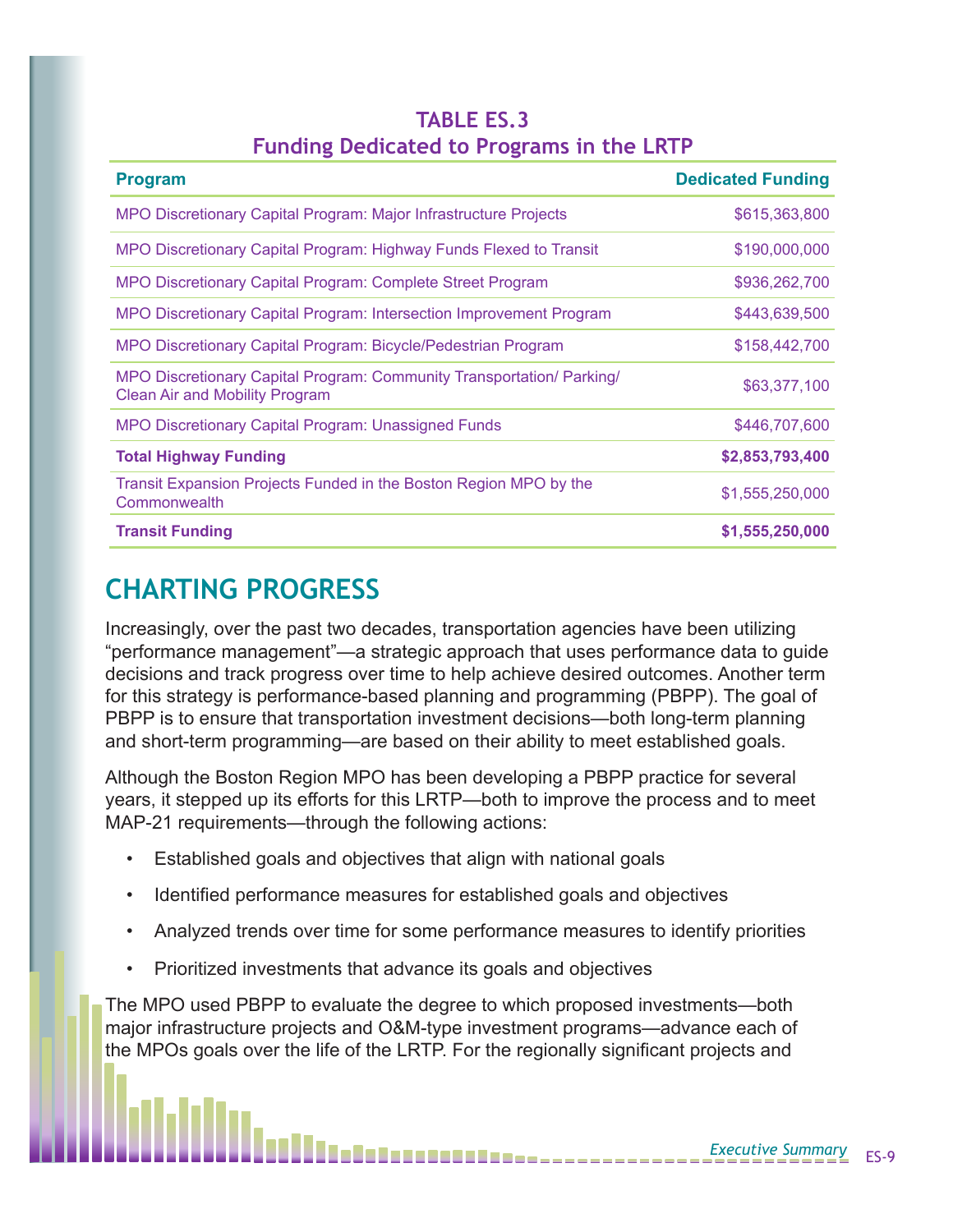**TABLE ES.3**
**Funding Dedicated to Programs in the LRTP**

| Program | Dedicated Funding |
|---|---|
| MPO Discretionary Capital Program: Major Infrastructure Projects | $615,363,800 |
| MPO Discretionary Capital Program: Highway Funds Flexed to Transit | $190,000,000 |
| MPO Discretionary Capital Program: Complete Street Program | $936,262,700 |
| MPO Discretionary Capital Program: Intersection Improvement Program | $443,639,500 |
| MPO Discretionary Capital Program: Bicycle/Pedestrian Program | $158,442,700 |
| MPO Discretionary Capital Program: Community Transportation/ Parking/ Clean Air and Mobility Program | $63,377,100 |
| MPO Discretionary Capital Program: Unassigned Funds | $446,707,600 |
| **Total Highway Funding** | **$2,853,793,400** |
| Transit Expansion Projects Funded in the Boston Region MPO by the Commonwealth | $1,555,250,000 |
| **Transit Funding** | **$1,555,250,000** |

## CHARTING PROGRESS

Increasingly, over the past two decades, transportation agencies have been utilizing "performance management"—a strategic approach that uses performance data to guide decisions and track progress over time to help achieve desired outcomes. Another term for this strategy is performance-based planning and programming (PBPP). The goal of PBPP is to ensure that transportation investment decisions—both long-term planning and short-term programming—are based on their ability to meet established goals.

Although the Boston Region MPO has been developing a PBPP practice for several years, it stepped up its efforts for this LRTP—both to improve the process and to meet MAP-21 requirements—through the following actions:

- Established goals and objectives that align with national goals
- Identified performance measures for established goals and objectives
- Analyzed trends over time for some performance measures to identify priorities
- Prioritized investments that advance its goals and objectives

The MPO used PBPP to evaluate the degree to which proposed investments—both major infrastructure projects and O&M-type investment programs—advance each of the MPOs goals over the life of the LRTP. For the regionally significant projects and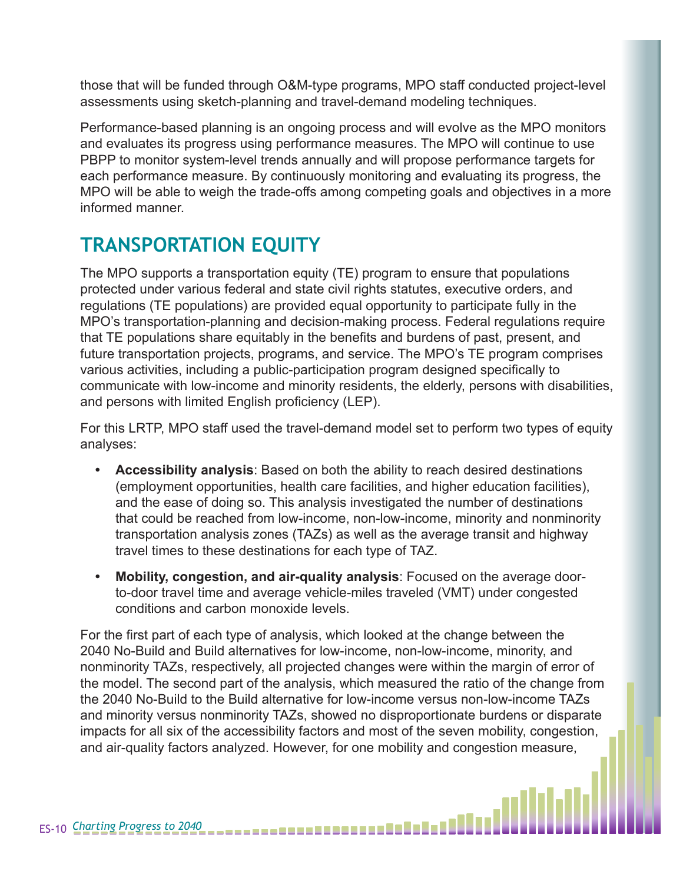those that will be funded through O&M-type programs, MPO staff conducted project-level assessments using sketch-planning and travel-demand modeling techniques.

Performance-based planning is an ongoing process and will evolve as the MPO monitors and evaluates its progress using performance measures. The MPO will continue to use PBPP to monitor system-level trends annually and will propose performance targets for each performance measure. By continuously monitoring and evaluating its progress, the MPO will be able to weigh the trade-offs among competing goals and objectives in a more informed manner.

## TRANSPORTATION EQUITY

The MPO supports a transportation equity (TE) program to ensure that populations protected under various federal and state civil rights statutes, executive orders, and regulations (TE populations) are provided equal opportunity to participate fully in the MPO's transportation-planning and decision-making process. Federal regulations require that TE populations share equitably in the benefits and burdens of past, present, and future transportation projects, programs, and service. The MPO's TE program comprises various activities, including a public-participation program designed specifically to communicate with low-income and minority residents, the elderly, persons with disabilities, and persons with limited English proficiency (LEP).

For this LRTP, MPO staff used the travel-demand model set to perform two types of equity analyses:

- **Accessibility analysis**: Based on both the ability to reach desired destinations (employment opportunities, health care facilities, and higher education facilities), and the ease of doing so. This analysis investigated the number of destinations that could be reached from low-income, non-low-income, minority and nonminority transportation analysis zones (TAZs) as well as the average transit and highway travel times to these destinations for each type of TAZ.
- **Mobility, congestion, and air-quality analysis**: Focused on the average door-to-door travel time and average vehicle-miles traveled (VMT) under congested conditions and carbon monoxide levels.

For the first part of each type of analysis, which looked at the change between the 2040 No-Build and Build alternatives for low-income, non-low-income, minority, and nonminority TAZs, respectively, all projected changes were within the margin of error of the model. The second part of the analysis, which measured the ratio of the change from the 2040 No-Build to the Build alternative for low-income versus non-low-income TAZs and minority versus nonminority TAZs, showed no disproportionate burdens or disparate impacts for all six of the accessibility factors and most of the seven mobility, congestion, and air-quality factors analyzed. However, for one mobility and congestion measure,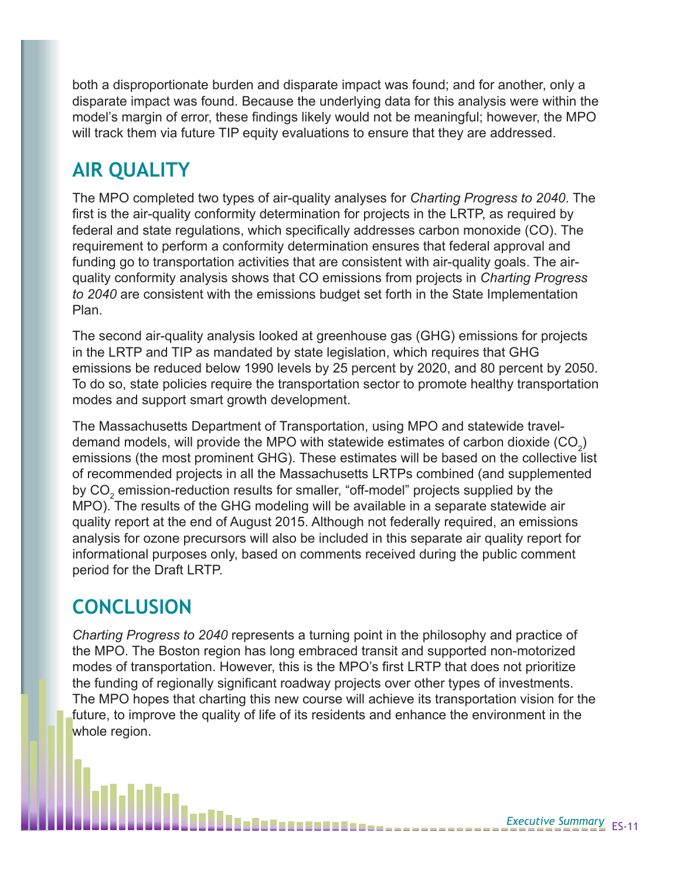both a disproportionate burden and disparate impact was found; and for another, only a disparate impact was found. Because the underlying data for this analysis were within the model's margin of error, these findings likely would not be meaningful; however, the MPO will track them via future TIP equity evaluations to ensure that they are addressed.

## AIR QUALITY

The MPO completed two types of air-quality analyses for *Charting Progress to 2040*. The first is the air-quality conformity determination for projects in the LRTP, as required by federal and state regulations, which specifically addresses carbon monoxide (CO). The requirement to perform a conformity determination ensures that federal approval and funding go to transportation activities that are consistent with air-quality goals. The air-quality conformity analysis shows that CO emissions from projects in *Charting Progress to 2040* are consistent with the emissions budget set forth in the State Implementation Plan.

The second air-quality analysis looked at greenhouse gas (GHG) emissions for projects in the LRTP and TIP as mandated by state legislation, which requires that GHG emissions be reduced below 1990 levels by 25 percent by 2020, and 80 percent by 2050. To do so, state policies require the transportation sector to promote healthy transportation modes and support smart growth development.

The Massachusetts Department of Transportation, using MPO and statewide travel-demand models, will provide the MPO with statewide estimates of carbon dioxide ($CO_2$) emissions (the most prominent GHG). These estimates will be based on the collective list of recommended projects in all the Massachusetts LRTPs combined (and supplemented by $CO_2$ emission-reduction results for smaller, "off-model" projects supplied by the MPO). The results of the GHG modeling will be available in a separate statewide air quality report at the end of August 2015. Although not federally required, an emissions analysis for ozone precursors will also be included in this separate air quality report for informational purposes only, based on comments received during the public comment period for the Draft LRTP.

## CONCLUSION

*Charting Progress to 2040* represents a turning point in the philosophy and practice of the MPO. The Boston region has long embraced transit and supported non-motorized modes of transportation. However, this is the MPO's first LRTP that does not prioritize the funding of regionally significant roadway projects over other types of investments. The MPO hopes that charting this new course will achieve its transportation vision for the future, to improve the quality of life of its residents and enhance the environment in the whole region.